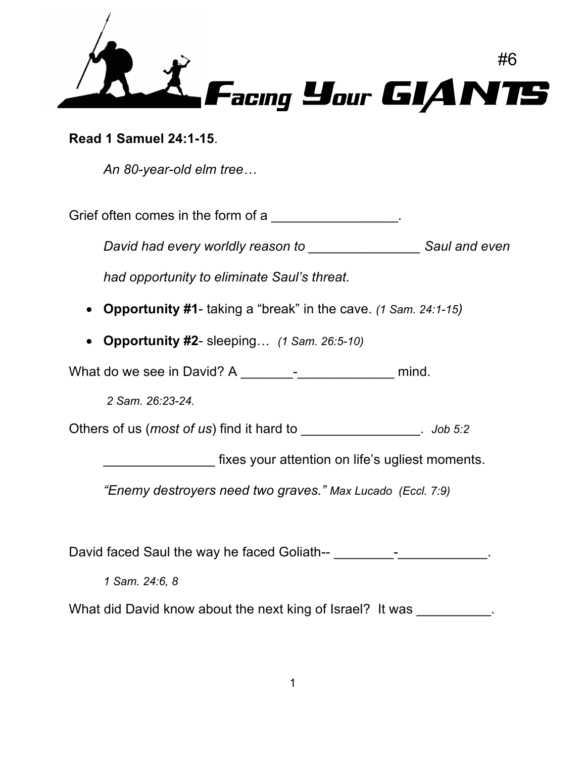# Facing Your GIANTS #6

**Read 1 Samuel 24:1-15**.

*An 80-year-old elm tree…*

Grief often comes in the form of a ________________.

*David had every worldly reason to ______________ Saul and even had opportunity to eliminate Saul's threat.*

- **Opportunity #1**- taking a "break" in the cave. *(1 Sam. 24:1-15)*
- **Opportunity #2**- sleeping… *(1 Sam. 26:5-10)*

What do we see in David? A _______-_____________ mind.

*2 Sam. 26:23-24.*

Others of us (*most of us*) find it hard to ________________. *Job 5:2*

_______________ fixes your attention on life's ugliest moments.

*"Enemy destroyers need two graves."* *Max Lucado (Eccl. 7:9)*

David faced Saul the way he faced Goliath-- ________-____________.

*1 Sam. 24:6, 8*

What did David know about the next king of Israel? It was __________.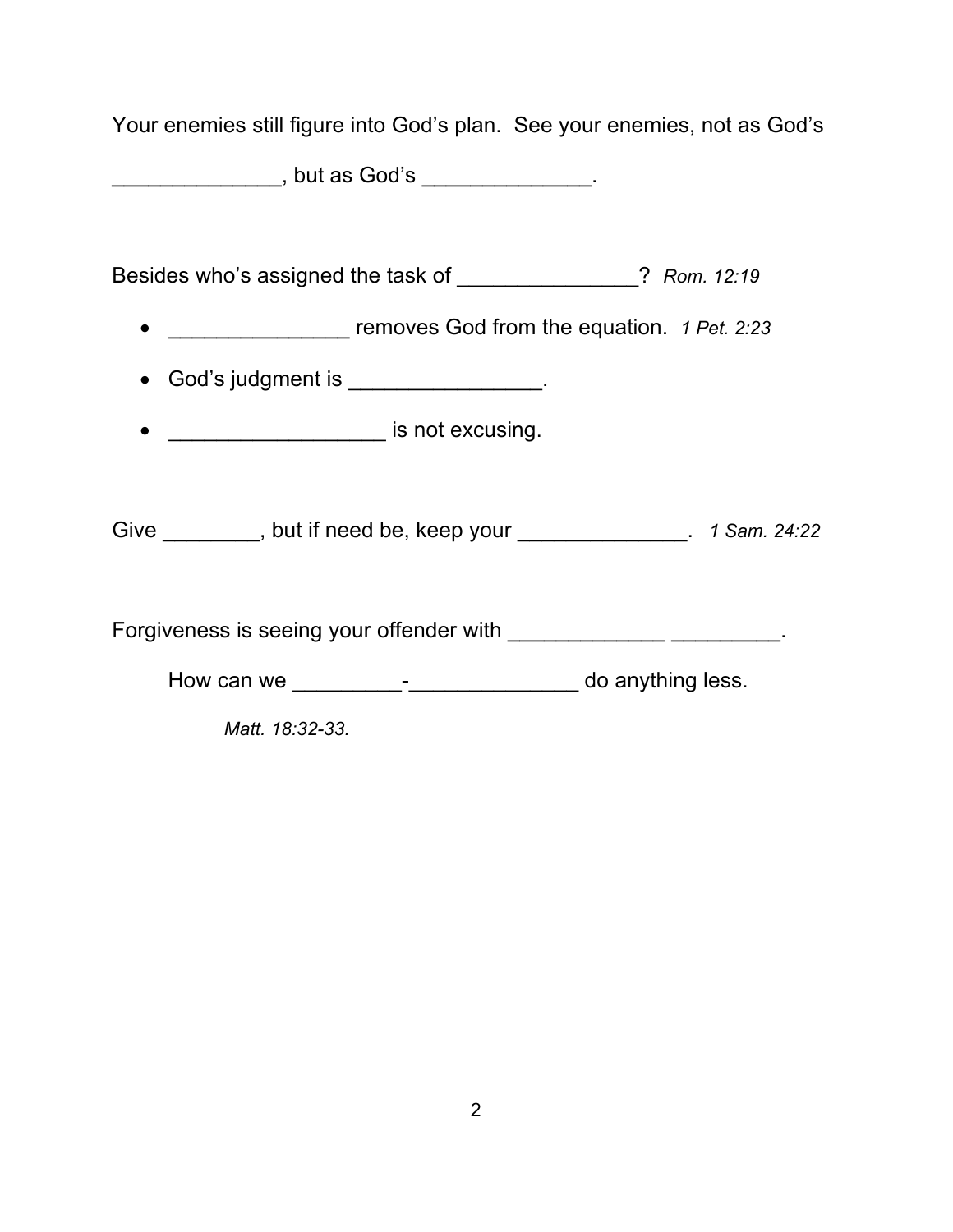Your enemies still figure into God's plan. See your enemies, not as God's

______________, but as God's ______________.

Besides who's assigned the task of _______________? *Rom. 12:19*

- _______________ removes God from the equation. *1 Pet. 2:23*
- God's judgment is ________________.
- __________________ is not excusing.

Give ________, but if need be, keep your ______________. *1 Sam. 24:22*

Forgiveness is seeing your offender with _____________ _________.

How can we _________-______________ do anything less.

*Matt. 18:32-33.*